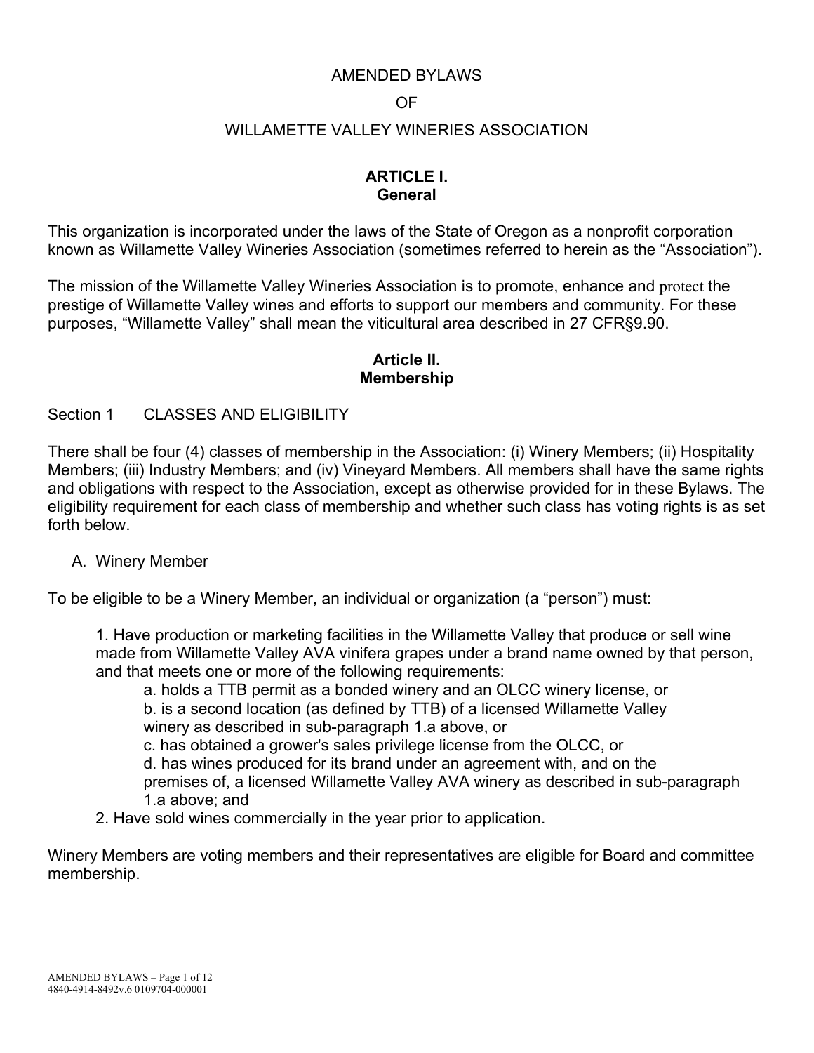# AMENDED BYLAWS

# OF

# WILLAMETTE VALLEY WINERIES ASSOCIATION

## ARTICLE I.
## General

This organization is incorporated under the laws of the State of Oregon as a nonprofit corporation known as Willamette Valley Wineries Association (sometimes referred to herein as the "Association").

The mission of the Willamette Valley Wineries Association is to promote, enhance and protect the prestige of Willamette Valley wines and efforts to support our members and community. For these purposes, "Willamette Valley" shall mean the viticultural area described in 27 CFR§9.90.

## Article II.
## Membership

### Section 1 CLASSES AND ELIGIBILITY

There shall be four (4) classes of membership in the Association: (i) Winery Members; (ii) Hospitality Members; (iii) Industry Members; and (iv) Vineyard Members. All members shall have the same rights and obligations with respect to the Association, except as otherwise provided for in these Bylaws. The eligibility requirement for each class of membership and whether such class has voting rights is as set forth below.

A. Winery Member

To be eligible to be a Winery Member, an individual or organization (a "person") must:

1. Have production or marketing facilities in the Willamette Valley that produce or sell wine made from Willamette Valley AVA vinifera grapes under a brand name owned by that person, and that meets one or more of the following requirements:
   a. holds a TTB permit as a bonded winery and an OLCC winery license, or
   b. is a second location (as defined by TTB) of a licensed Willamette Valley winery as described in sub-paragraph 1.a above, or
   c. has obtained a grower's sales privilege license from the OLCC, or
   d. has wines produced for its brand under an agreement with, and on the premises of, a licensed Willamette Valley AVA winery as described in sub-paragraph 1.a above; and
2. Have sold wines commercially in the year prior to application.

Winery Members are voting members and their representatives are eligible for Board and committee membership.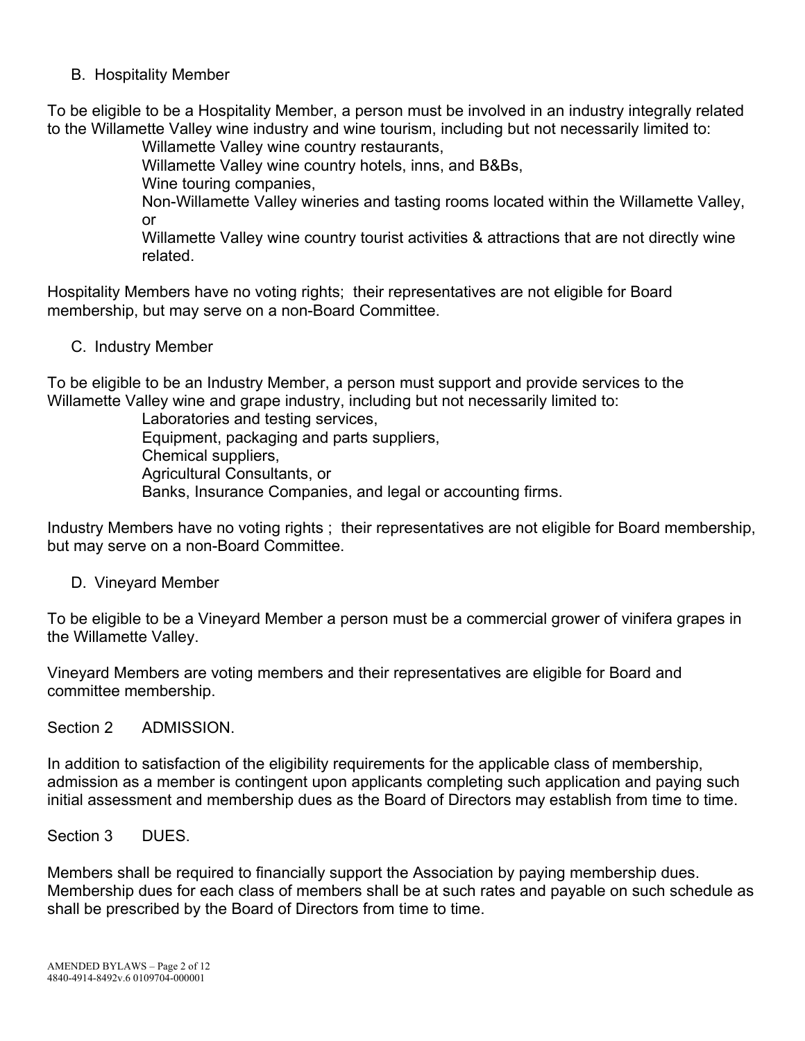B. Hospitality Member

To be eligible to be a Hospitality Member, a person must be involved in an industry integrally related to the Willamette Valley wine industry and wine tourism, including but not necessarily limited to:

- Willamette Valley wine country restaurants,
- Willamette Valley wine country hotels, inns, and B&Bs,
- Wine touring companies,
- Non-Willamette Valley wineries and tasting rooms located within the Willamette Valley, or
- Willamette Valley wine country tourist activities & attractions that are not directly wine related.

Hospitality Members have no voting rights; their representatives are not eligible for Board membership, but may serve on a non-Board Committee.

C. Industry Member

To be eligible to be an Industry Member, a person must support and provide services to the Willamette Valley wine and grape industry, including but not necessarily limited to:

- Laboratories and testing services,
- Equipment, packaging and parts suppliers,
- Chemical suppliers,
- Agricultural Consultants, or
- Banks, Insurance Companies, and legal or accounting firms.

Industry Members have no voting rights ; their representatives are not eligible for Board membership, but may serve on a non-Board Committee.

D. Vineyard Member

To be eligible to be a Vineyard Member a person must be a commercial grower of vinifera grapes in the Willamette Valley.

Vineyard Members are voting members and their representatives are eligible for Board and committee membership.

Section 2 ADMISSION.

In addition to satisfaction of the eligibility requirements for the applicable class of membership, admission as a member is contingent upon applicants completing such application and paying such initial assessment and membership dues as the Board of Directors may establish from time to time.

Section 3 DUES.

Members shall be required to financially support the Association by paying membership dues. Membership dues for each class of members shall be at such rates and payable on such schedule as shall be prescribed by the Board of Directors from time to time.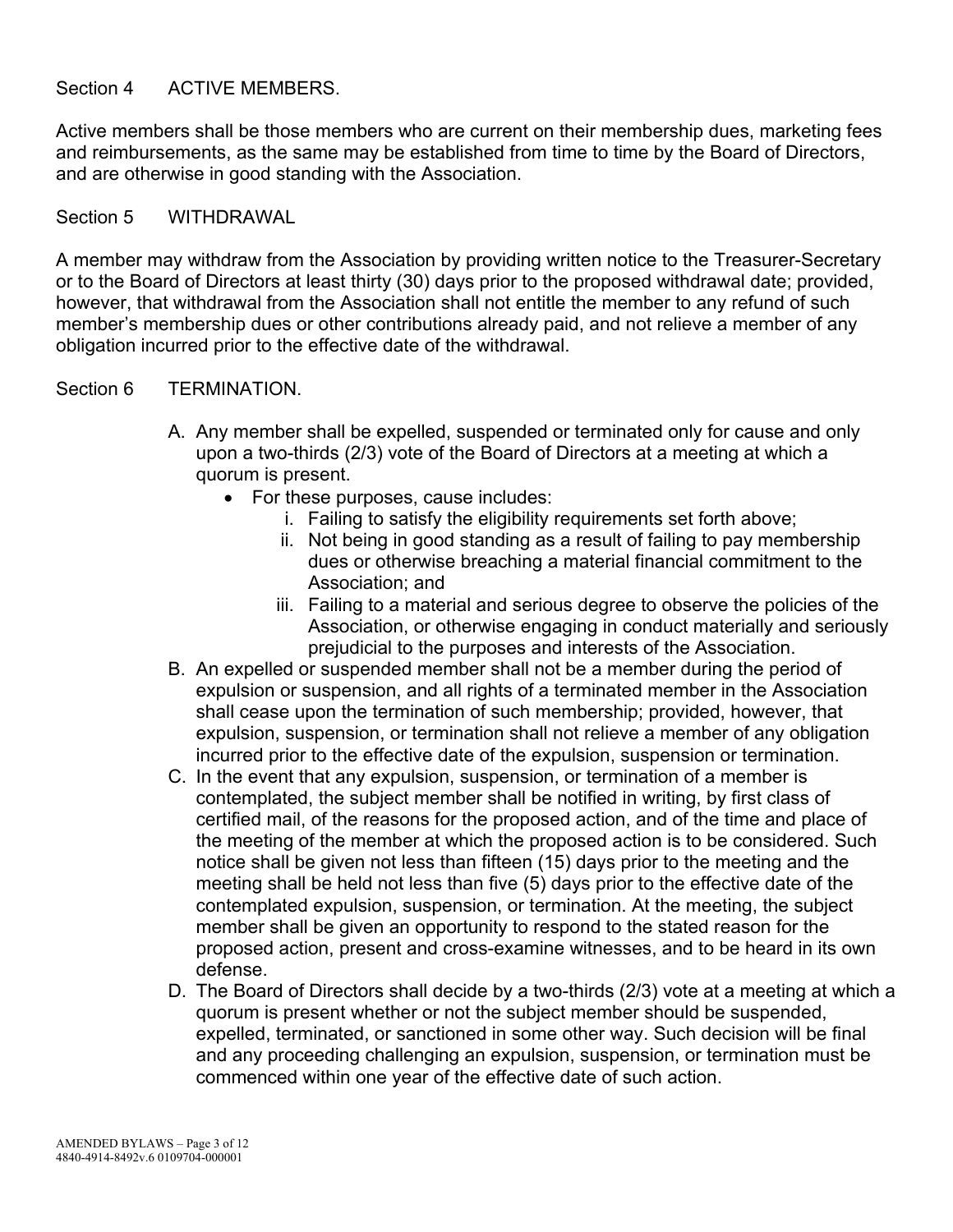Section 4 ACTIVE MEMBERS.

Active members shall be those members who are current on their membership dues, marketing fees and reimbursements, as the same may be established from time to time by the Board of Directors, and are otherwise in good standing with the Association.

Section 5 WITHDRAWAL

A member may withdraw from the Association by providing written notice to the Treasurer-Secretary or to the Board of Directors at least thirty (30) days prior to the proposed withdrawal date; provided, however, that withdrawal from the Association shall not entitle the member to any refund of such member's membership dues or other contributions already paid, and not relieve a member of any obligation incurred prior to the effective date of the withdrawal.

Section 6 TERMINATION.

A. Any member shall be expelled, suspended or terminated only for cause and only upon a two-thirds (2/3) vote of the Board of Directors at a meeting at which a quorum is present.
   - For these purposes, cause includes:
     i. Failing to satisfy the eligibility requirements set forth above;
     ii. Not being in good standing as a result of failing to pay membership dues or otherwise breaching a material financial commitment to the Association; and
     iii. Failing to a material and serious degree to observe the policies of the Association, or otherwise engaging in conduct materially and seriously prejudicial to the purposes and interests of the Association.

B. An expelled or suspended member shall not be a member during the period of expulsion or suspension, and all rights of a terminated member in the Association shall cease upon the termination of such membership; provided, however, that expulsion, suspension, or termination shall not relieve a member of any obligation incurred prior to the effective date of the expulsion, suspension or termination.

C. In the event that any expulsion, suspension, or termination of a member is contemplated, the subject member shall be notified in writing, by first class of certified mail, of the reasons for the proposed action, and of the time and place of the meeting of the member at which the proposed action is to be considered. Such notice shall be given not less than fifteen (15) days prior to the meeting and the meeting shall be held not less than five (5) days prior to the effective date of the contemplated expulsion, suspension, or termination. At the meeting, the subject member shall be given an opportunity to respond to the stated reason for the proposed action, present and cross-examine witnesses, and to be heard in its own defense.

D. The Board of Directors shall decide by a two-thirds (2/3) vote at a meeting at which a quorum is present whether or not the subject member should be suspended, expelled, terminated, or sanctioned in some other way. Such decision will be final and any proceeding challenging an expulsion, suspension, or termination must be commenced within one year of the effective date of such action.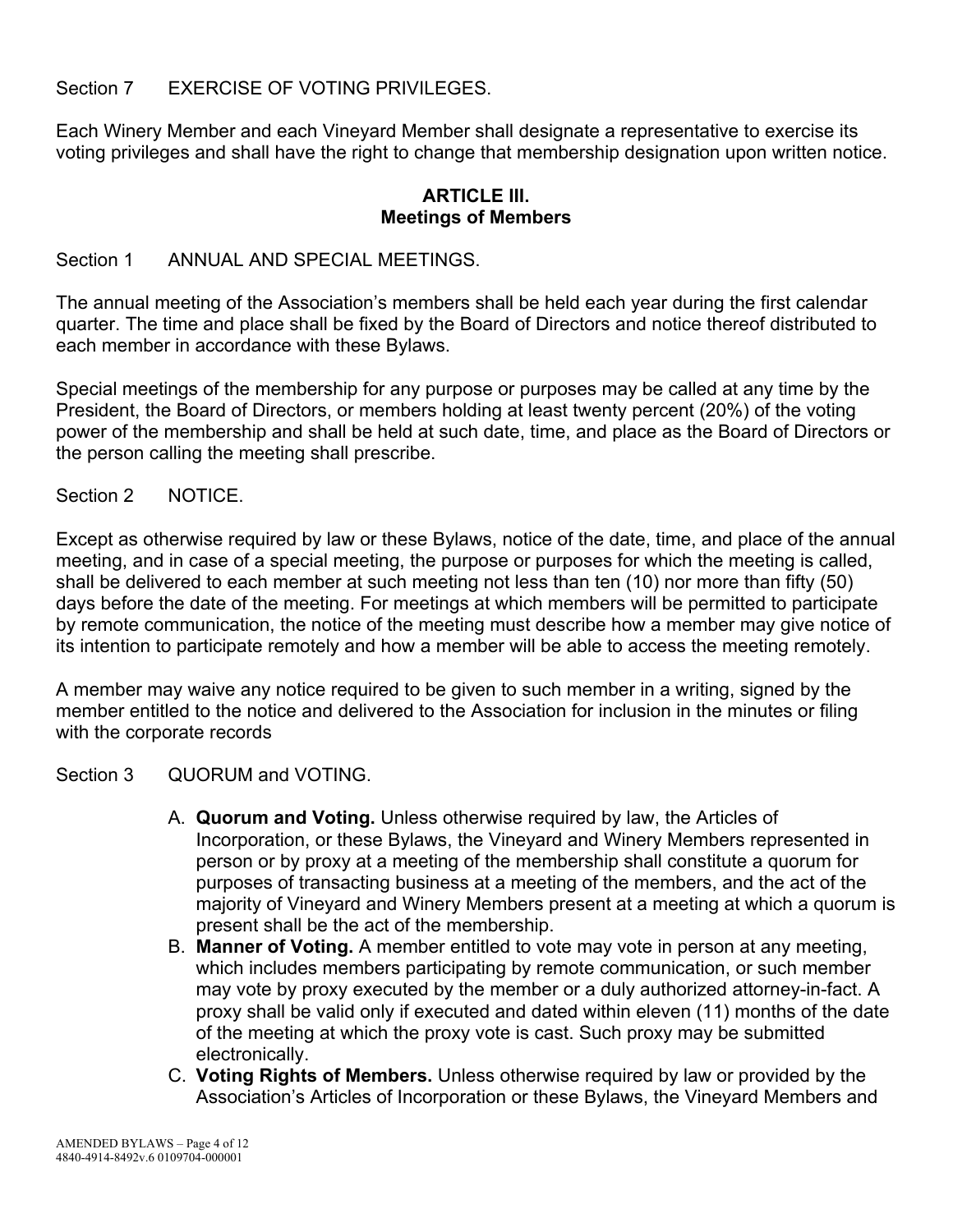Section 7 EXERCISE OF VOTING PRIVILEGES.

Each Winery Member and each Vineyard Member shall designate a representative to exercise its voting privileges and shall have the right to change that membership designation upon written notice.

## ARTICLE III.
## Meetings of Members

Section 1 ANNUAL AND SPECIAL MEETINGS.

The annual meeting of the Association's members shall be held each year during the first calendar quarter. The time and place shall be fixed by the Board of Directors and notice thereof distributed to each member in accordance with these Bylaws.

Special meetings of the membership for any purpose or purposes may be called at any time by the President, the Board of Directors, or members holding at least twenty percent (20%) of the voting power of the membership and shall be held at such date, time, and place as the Board of Directors or the person calling the meeting shall prescribe.

Section 2 NOTICE.

Except as otherwise required by law or these Bylaws, notice of the date, time, and place of the annual meeting, and in case of a special meeting, the purpose or purposes for which the meeting is called, shall be delivered to each member at such meeting not less than ten (10) nor more than fifty (50) days before the date of the meeting. For meetings at which members will be permitted to participate by remote communication, the notice of the meeting must describe how a member may give notice of its intention to participate remotely and how a member will be able to access the meeting remotely.

A member may waive any notice required to be given to such member in a writing, signed by the member entitled to the notice and delivered to the Association for inclusion in the minutes or filing with the corporate records

Section 3 QUORUM and VOTING.

A. **Quorum and Voting.** Unless otherwise required by law, the Articles of Incorporation, or these Bylaws, the Vineyard and Winery Members represented in person or by proxy at a meeting of the membership shall constitute a quorum for purposes of transacting business at a meeting of the members, and the act of the majority of Vineyard and Winery Members present at a meeting at which a quorum is present shall be the act of the membership.
B. **Manner of Voting.** A member entitled to vote may vote in person at any meeting, which includes members participating by remote communication, or such member may vote by proxy executed by the member or a duly authorized attorney-in-fact. A proxy shall be valid only if executed and dated within eleven (11) months of the date of the meeting at which the proxy vote is cast. Such proxy may be submitted electronically.
C. **Voting Rights of Members.** Unless otherwise required by law or provided by the Association's Articles of Incorporation or these Bylaws, the Vineyard Members and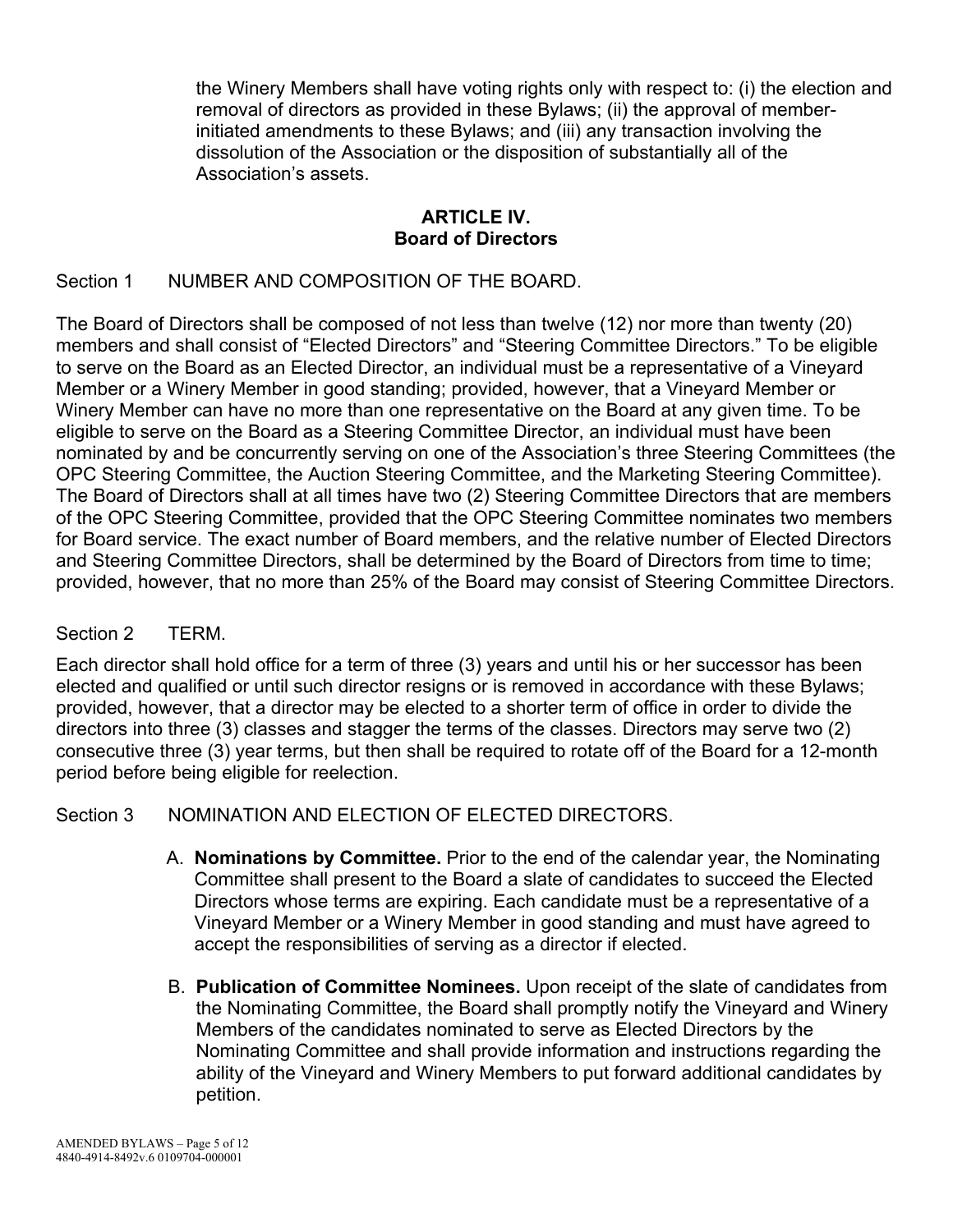the Winery Members shall have voting rights only with respect to: (i) the election and removal of directors as provided in these Bylaws; (ii) the approval of member-initiated amendments to these Bylaws; and (iii) any transaction involving the dissolution of the Association or the disposition of substantially all of the Association's assets.

## ARTICLE IV.
## Board of Directors

### Section 1 NUMBER AND COMPOSITION OF THE BOARD.

The Board of Directors shall be composed of not less than twelve (12) nor more than twenty (20) members and shall consist of "Elected Directors" and "Steering Committee Directors." To be eligible to serve on the Board as an Elected Director, an individual must be a representative of a Vineyard Member or a Winery Member in good standing; provided, however, that a Vineyard Member or Winery Member can have no more than one representative on the Board at any given time. To be eligible to serve on the Board as a Steering Committee Director, an individual must have been nominated by and be concurrently serving on one of the Association's three Steering Committees (the OPC Steering Committee, the Auction Steering Committee, and the Marketing Steering Committee). The Board of Directors shall at all times have two (2) Steering Committee Directors that are members of the OPC Steering Committee, provided that the OPC Steering Committee nominates two members for Board service. The exact number of Board members, and the relative number of Elected Directors and Steering Committee Directors, shall be determined by the Board of Directors from time to time; provided, however, that no more than 25% of the Board may consist of Steering Committee Directors.

### Section 2 TERM.

Each director shall hold office for a term of three (3) years and until his or her successor has been elected and qualified or until such director resigns or is removed in accordance with these Bylaws; provided, however, that a director may be elected to a shorter term of office in order to divide the directors into three (3) classes and stagger the terms of the classes. Directors may serve two (2) consecutive three (3) year terms, but then shall be required to rotate off of the Board for a 12-month period before being eligible for reelection.

### Section 3 NOMINATION AND ELECTION OF ELECTED DIRECTORS.

A. **Nominations by Committee.** Prior to the end of the calendar year, the Nominating Committee shall present to the Board a slate of candidates to succeed the Elected Directors whose terms are expiring. Each candidate must be a representative of a Vineyard Member or a Winery Member in good standing and must have agreed to accept the responsibilities of serving as a director if elected.

B. **Publication of Committee Nominees.** Upon receipt of the slate of candidates from the Nominating Committee, the Board shall promptly notify the Vineyard and Winery Members of the candidates nominated to serve as Elected Directors by the Nominating Committee and shall provide information and instructions regarding the ability of the Vineyard and Winery Members to put forward additional candidates by petition.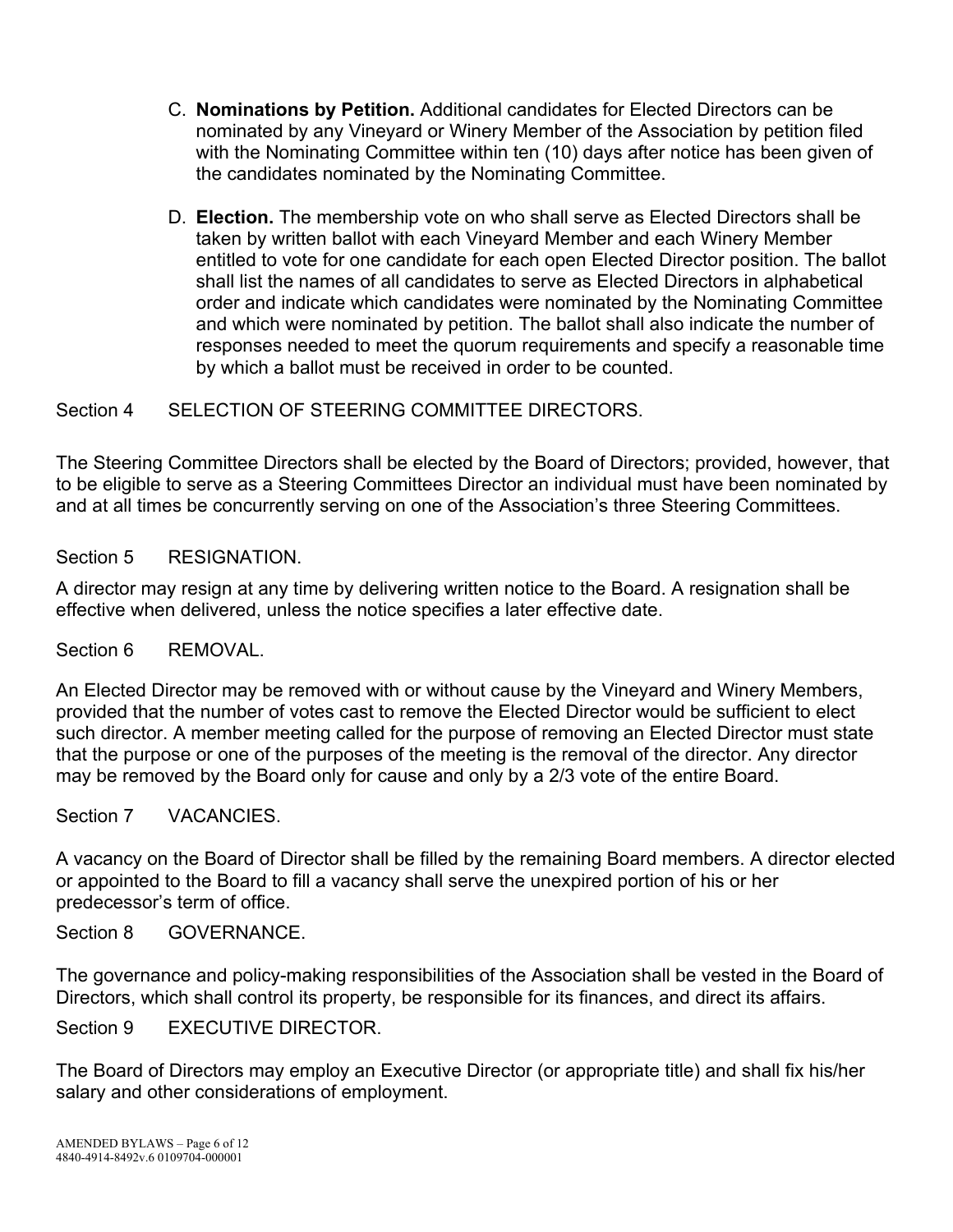C. **Nominations by Petition.** Additional candidates for Elected Directors can be nominated by any Vineyard or Winery Member of the Association by petition filed with the Nominating Committee within ten (10) days after notice has been given of the candidates nominated by the Nominating Committee.

D. **Election.** The membership vote on who shall serve as Elected Directors shall be taken by written ballot with each Vineyard Member and each Winery Member entitled to vote for one candidate for each open Elected Director position. The ballot shall list the names of all candidates to serve as Elected Directors in alphabetical order and indicate which candidates were nominated by the Nominating Committee and which were nominated by petition. The ballot shall also indicate the number of responses needed to meet the quorum requirements and specify a reasonable time by which a ballot must be received in order to be counted.

## Section 4 SELECTION OF STEERING COMMITTEE DIRECTORS.

The Steering Committee Directors shall be elected by the Board of Directors; provided, however, that to be eligible to serve as a Steering Committees Director an individual must have been nominated by and at all times be concurrently serving on one of the Association's three Steering Committees.

## Section 5 RESIGNATION.

A director may resign at any time by delivering written notice to the Board. A resignation shall be effective when delivered, unless the notice specifies a later effective date.

## Section 6 REMOVAL.

An Elected Director may be removed with or without cause by the Vineyard and Winery Members, provided that the number of votes cast to remove the Elected Director would be sufficient to elect such director. A member meeting called for the purpose of removing an Elected Director must state that the purpose or one of the purposes of the meeting is the removal of the director. Any director may be removed by the Board only for cause and only by a 2/3 vote of the entire Board.

## Section 7 VACANCIES.

A vacancy on the Board of Director shall be filled by the remaining Board members. A director elected or appointed to the Board to fill a vacancy shall serve the unexpired portion of his or her predecessor's term of office.

## Section 8 GOVERNANCE.

The governance and policy-making responsibilities of the Association shall be vested in the Board of Directors, which shall control its property, be responsible for its finances, and direct its affairs.

## Section 9 EXECUTIVE DIRECTOR.

The Board of Directors may employ an Executive Director (or appropriate title) and shall fix his/her salary and other considerations of employment.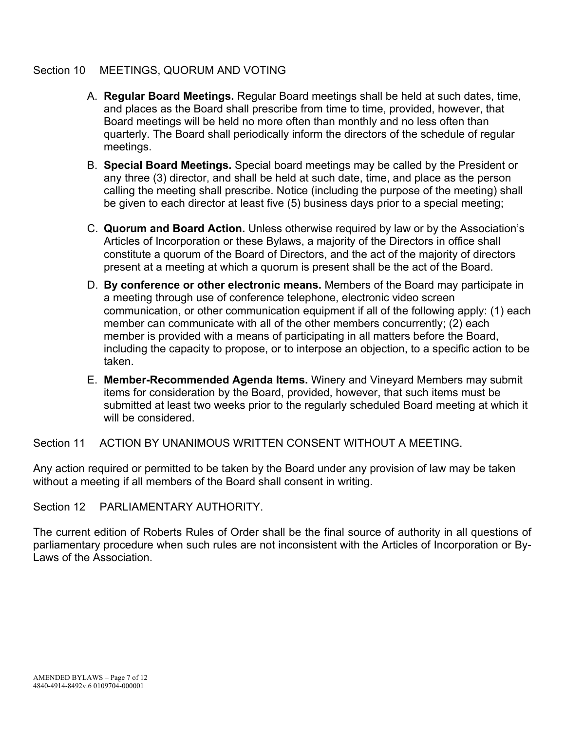## Section 10 MEETINGS, QUORUM AND VOTING

A. **Regular Board Meetings.** Regular Board meetings shall be held at such dates, time, and places as the Board shall prescribe from time to time, provided, however, that Board meetings will be held no more often than monthly and no less often than quarterly. The Board shall periodically inform the directors of the schedule of regular meetings.

B. **Special Board Meetings.** Special board meetings may be called by the President or any three (3) director, and shall be held at such date, time, and place as the person calling the meeting shall prescribe. Notice (including the purpose of the meeting) shall be given to each director at least five (5) business days prior to a special meeting;

C. **Quorum and Board Action.** Unless otherwise required by law or by the Association's Articles of Incorporation or these Bylaws, a majority of the Directors in office shall constitute a quorum of the Board of Directors, and the act of the majority of directors present at a meeting at which a quorum is present shall be the act of the Board.

D. **By conference or other electronic means.** Members of the Board may participate in a meeting through use of conference telephone, electronic video screen communication, or other communication equipment if all of the following apply: (1) each member can communicate with all of the other members concurrently; (2) each member is provided with a means of participating in all matters before the Board, including the capacity to propose, or to interpose an objection, to a specific action to be taken.

E. **Member-Recommended Agenda Items.** Winery and Vineyard Members may submit items for consideration by the Board, provided, however, that such items must be submitted at least two weeks prior to the regularly scheduled Board meeting at which it will be considered.

## Section 11 ACTION BY UNANIMOUS WRITTEN CONSENT WITHOUT A MEETING.

Any action required or permitted to be taken by the Board under any provision of law may be taken without a meeting if all members of the Board shall consent in writing.

## Section 12 PARLIAMENTARY AUTHORITY.

The current edition of Roberts Rules of Order shall be the final source of authority in all questions of parliamentary procedure when such rules are not inconsistent with the Articles of Incorporation or By-Laws of the Association.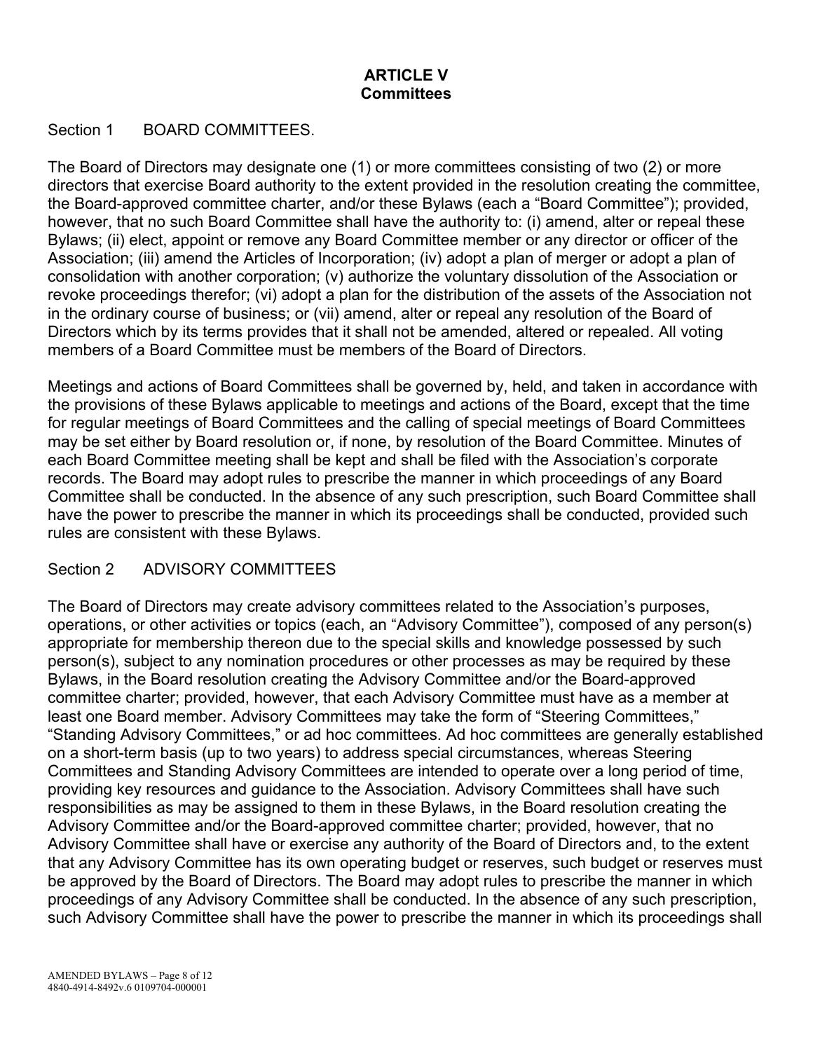## ARTICLE V
## Committees

### Section 1 BOARD COMMITTEES.

The Board of Directors may designate one (1) or more committees consisting of two (2) or more directors that exercise Board authority to the extent provided in the resolution creating the committee, the Board-approved committee charter, and/or these Bylaws (each a "Board Committee"); provided, however, that no such Board Committee shall have the authority to: (i) amend, alter or repeal these Bylaws; (ii) elect, appoint or remove any Board Committee member or any director or officer of the Association; (iii) amend the Articles of Incorporation; (iv) adopt a plan of merger or adopt a plan of consolidation with another corporation; (v) authorize the voluntary dissolution of the Association or revoke proceedings therefor; (vi) adopt a plan for the distribution of the assets of the Association not in the ordinary course of business; or (vii) amend, alter or repeal any resolution of the Board of Directors which by its terms provides that it shall not be amended, altered or repealed. All voting members of a Board Committee must be members of the Board of Directors.

Meetings and actions of Board Committees shall be governed by, held, and taken in accordance with the provisions of these Bylaws applicable to meetings and actions of the Board, except that the time for regular meetings of Board Committees and the calling of special meetings of Board Committees may be set either by Board resolution or, if none, by resolution of the Board Committee. Minutes of each Board Committee meeting shall be kept and shall be filed with the Association's corporate records. The Board may adopt rules to prescribe the manner in which proceedings of any Board Committee shall be conducted. In the absence of any such prescription, such Board Committee shall have the power to prescribe the manner in which its proceedings shall be conducted, provided such rules are consistent with these Bylaws.

### Section 2 ADVISORY COMMITTEES

The Board of Directors may create advisory committees related to the Association's purposes, operations, or other activities or topics (each, an "Advisory Committee"), composed of any person(s) appropriate for membership thereon due to the special skills and knowledge possessed by such person(s), subject to any nomination procedures or other processes as may be required by these Bylaws, in the Board resolution creating the Advisory Committee and/or the Board-approved committee charter; provided, however, that each Advisory Committee must have as a member at least one Board member. Advisory Committees may take the form of "Steering Committees," "Standing Advisory Committees," or ad hoc committees. Ad hoc committees are generally established on a short-term basis (up to two years) to address special circumstances, whereas Steering Committees and Standing Advisory Committees are intended to operate over a long period of time, providing key resources and guidance to the Association. Advisory Committees shall have such responsibilities as may be assigned to them in these Bylaws, in the Board resolution creating the Advisory Committee and/or the Board-approved committee charter; provided, however, that no Advisory Committee shall have or exercise any authority of the Board of Directors and, to the extent that any Advisory Committee has its own operating budget or reserves, such budget or reserves must be approved by the Board of Directors. The Board may adopt rules to prescribe the manner in which proceedings of any Advisory Committee shall be conducted. In the absence of any such prescription, such Advisory Committee shall have the power to prescribe the manner in which its proceedings shall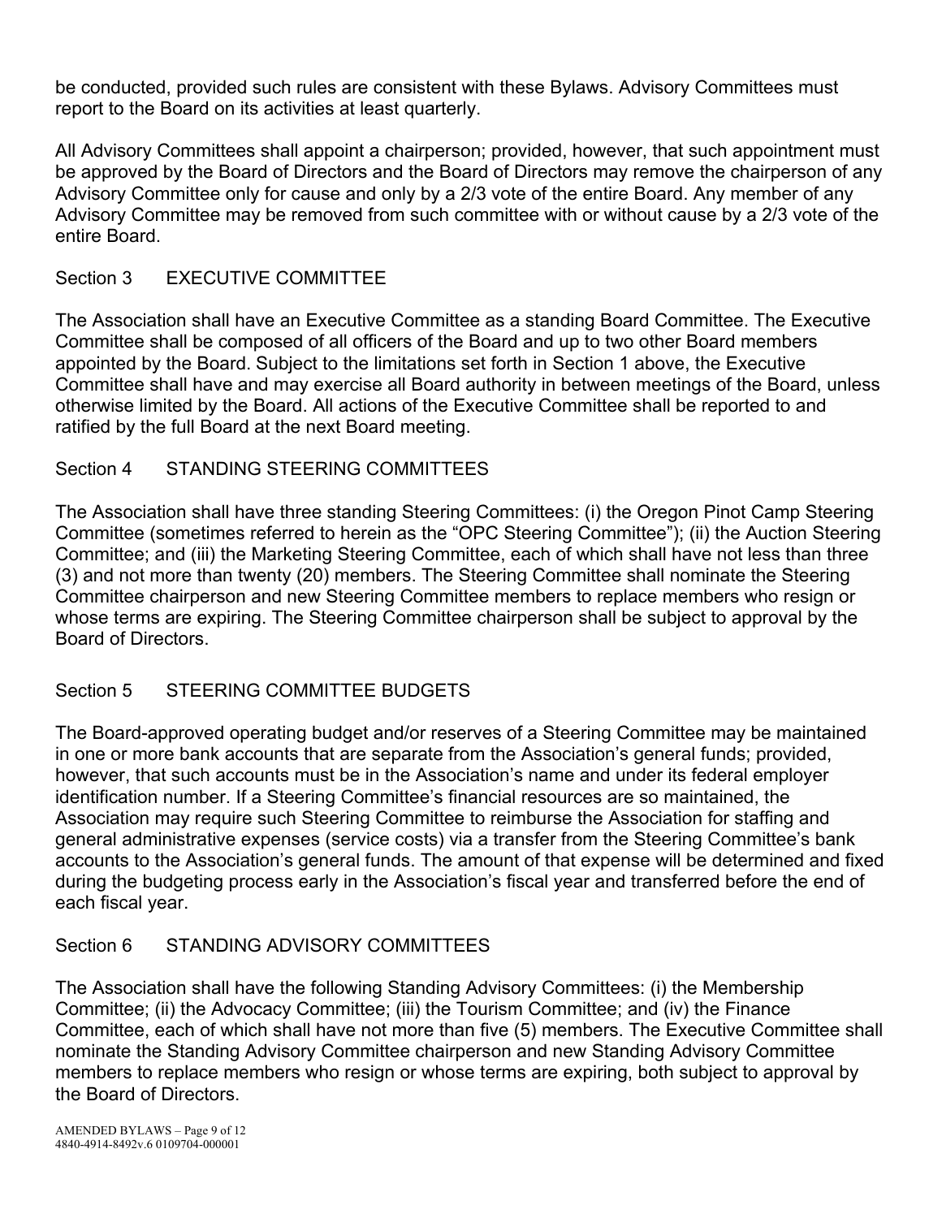be conducted, provided such rules are consistent with these Bylaws. Advisory Committees must report to the Board on its activities at least quarterly.

All Advisory Committees shall appoint a chairperson; provided, however, that such appointment must be approved by the Board of Directors and the Board of Directors may remove the chairperson of any Advisory Committee only for cause and only by a 2/3 vote of the entire Board. Any member of any Advisory Committee may be removed from such committee with or without cause by a 2/3 vote of the entire Board.

## Section 3 EXECUTIVE COMMITTEE

The Association shall have an Executive Committee as a standing Board Committee. The Executive Committee shall be composed of all officers of the Board and up to two other Board members appointed by the Board. Subject to the limitations set forth in Section 1 above, the Executive Committee shall have and may exercise all Board authority in between meetings of the Board, unless otherwise limited by the Board. All actions of the Executive Committee shall be reported to and ratified by the full Board at the next Board meeting.

## Section 4 STANDING STEERING COMMITTEES

The Association shall have three standing Steering Committees: (i) the Oregon Pinot Camp Steering Committee (sometimes referred to herein as the "OPC Steering Committee"); (ii) the Auction Steering Committee; and (iii) the Marketing Steering Committee, each of which shall have not less than three (3) and not more than twenty (20) members. The Steering Committee shall nominate the Steering Committee chairperson and new Steering Committee members to replace members who resign or whose terms are expiring. The Steering Committee chairperson shall be subject to approval by the Board of Directors.

## Section 5 STEERING COMMITTEE BUDGETS

The Board-approved operating budget and/or reserves of a Steering Committee may be maintained in one or more bank accounts that are separate from the Association's general funds; provided, however, that such accounts must be in the Association's name and under its federal employer identification number. If a Steering Committee's financial resources are so maintained, the Association may require such Steering Committee to reimburse the Association for staffing and general administrative expenses (service costs) via a transfer from the Steering Committee's bank accounts to the Association's general funds. The amount of that expense will be determined and fixed during the budgeting process early in the Association's fiscal year and transferred before the end of each fiscal year.

## Section 6 STANDING ADVISORY COMMITTEES

The Association shall have the following Standing Advisory Committees: (i) the Membership Committee; (ii) the Advocacy Committee; (iii) the Tourism Committee; and (iv) the Finance Committee, each of which shall have not more than five (5) members. The Executive Committee shall nominate the Standing Advisory Committee chairperson and new Standing Advisory Committee members to replace members who resign or whose terms are expiring, both subject to approval by the Board of Directors.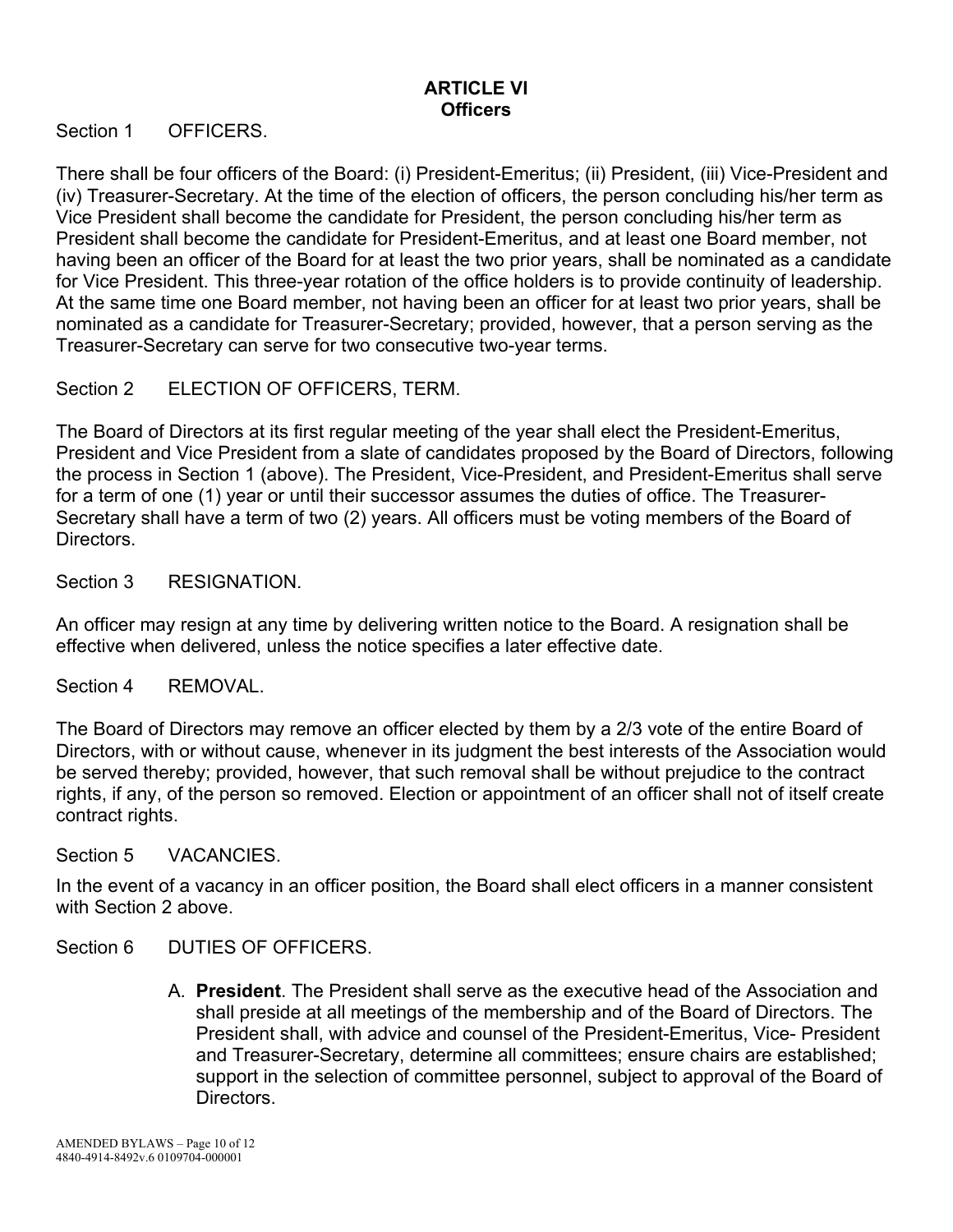## ARTICLE VI
## Officers

Section 1 OFFICERS.

There shall be four officers of the Board: (i) President-Emeritus; (ii) President, (iii) Vice-President and (iv) Treasurer-Secretary. At the time of the election of officers, the person concluding his/her term as Vice President shall become the candidate for President, the person concluding his/her term as President shall become the candidate for President-Emeritus, and at least one Board member, not having been an officer of the Board for at least the two prior years, shall be nominated as a candidate for Vice President. This three-year rotation of the office holders is to provide continuity of leadership. At the same time one Board member, not having been an officer for at least two prior years, shall be nominated as a candidate for Treasurer-Secretary; provided, however, that a person serving as the Treasurer-Secretary can serve for two consecutive two-year terms.

Section 2 ELECTION OF OFFICERS, TERM.

The Board of Directors at its first regular meeting of the year shall elect the President-Emeritus, President and Vice President from a slate of candidates proposed by the Board of Directors, following the process in Section 1 (above). The President, Vice-President, and President-Emeritus shall serve for a term of one (1) year or until their successor assumes the duties of office. The Treasurer-Secretary shall have a term of two (2) years. All officers must be voting members of the Board of Directors.

Section 3 RESIGNATION.

An officer may resign at any time by delivering written notice to the Board. A resignation shall be effective when delivered, unless the notice specifies a later effective date.

Section 4 REMOVAL.

The Board of Directors may remove an officer elected by them by a 2/3 vote of the entire Board of Directors, with or without cause, whenever in its judgment the best interests of the Association would be served thereby; provided, however, that such removal shall be without prejudice to the contract rights, if any, of the person so removed. Election or appointment of an officer shall not of itself create contract rights.

Section 5 VACANCIES.

In the event of a vacancy in an officer position, the Board shall elect officers in a manner consistent with Section 2 above.

Section 6 DUTIES OF OFFICERS.

A. **President**. The President shall serve as the executive head of the Association and shall preside at all meetings of the membership and of the Board of Directors. The President shall, with advice and counsel of the President-Emeritus, Vice- President and Treasurer-Secretary, determine all committees; ensure chairs are established; support in the selection of committee personnel, subject to approval of the Board of Directors.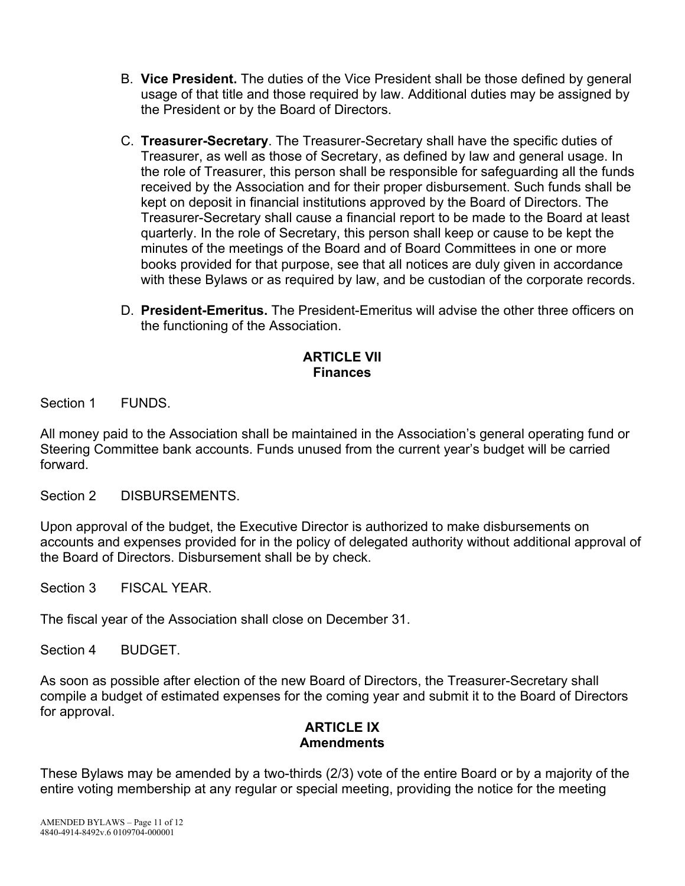B. **Vice President.** The duties of the Vice President shall be those defined by general usage of that title and those required by law. Additional duties may be assigned by the President or by the Board of Directors.

C. **Treasurer-Secretary**. The Treasurer-Secretary shall have the specific duties of Treasurer, as well as those of Secretary, as defined by law and general usage. In the role of Treasurer, this person shall be responsible for safeguarding all the funds received by the Association and for their proper disbursement. Such funds shall be kept on deposit in financial institutions approved by the Board of Directors. The Treasurer-Secretary shall cause a financial report to be made to the Board at least quarterly. In the role of Secretary, this person shall keep or cause to be kept the minutes of the meetings of the Board and of Board Committees in one or more books provided for that purpose, see that all notices are duly given in accordance with these Bylaws or as required by law, and be custodian of the corporate records.

D. **President-Emeritus.** The President-Emeritus will advise the other three officers on the functioning of the Association.

## ARTICLE VII
## Finances

Section 1 FUNDS.

All money paid to the Association shall be maintained in the Association's general operating fund or Steering Committee bank accounts. Funds unused from the current year's budget will be carried forward.

Section 2 DISBURSEMENTS.

Upon approval of the budget, the Executive Director is authorized to make disbursements on accounts and expenses provided for in the policy of delegated authority without additional approval of the Board of Directors. Disbursement shall be by check.

Section 3 FISCAL YEAR.

The fiscal year of the Association shall close on December 31.

Section 4 BUDGET.

As soon as possible after election of the new Board of Directors, the Treasurer-Secretary shall compile a budget of estimated expenses for the coming year and submit it to the Board of Directors for approval.

## ARTICLE IX
## Amendments

These Bylaws may be amended by a two-thirds (2/3) vote of the entire Board or by a majority of the entire voting membership at any regular or special meeting, providing the notice for the meeting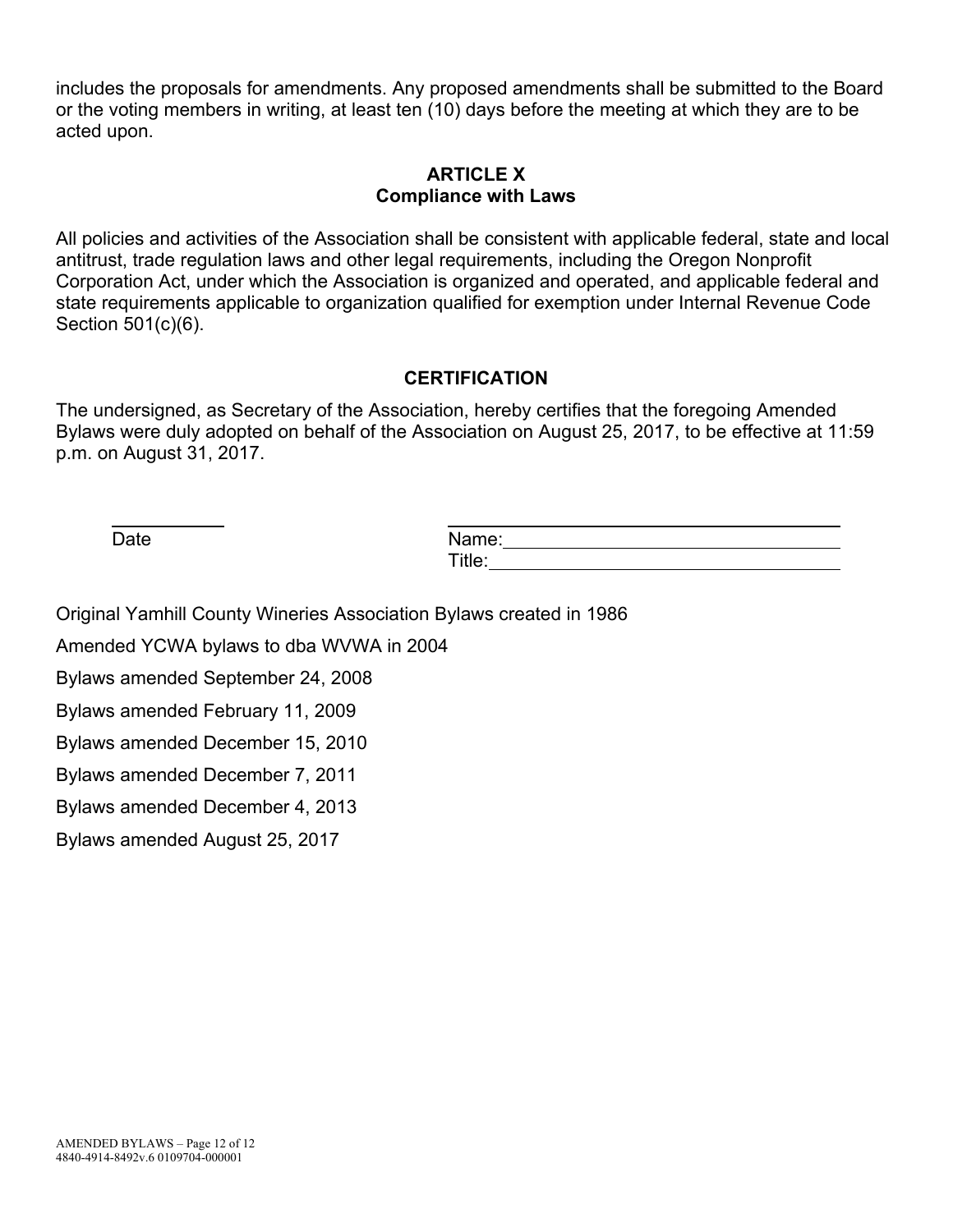includes the proposals for amendments. Any proposed amendments shall be submitted to the Board or the voting members in writing, at least ten (10) days before the meeting at which they are to be acted upon.

## ARTICLE X
## Compliance with Laws

All policies and activities of the Association shall be consistent with applicable federal, state and local antitrust, trade regulation laws and other legal requirements, including the Oregon Nonprofit Corporation Act, under which the Association is organized and operated, and applicable federal and state requirements applicable to organization qualified for exemption under Internal Revenue Code Section 501(c)(6).

## CERTIFICATION

The undersigned, as Secretary of the Association, hereby certifies that the foregoing Amended Bylaws were duly adopted on behalf of the Association on August 25, 2017, to be effective at 11:59 p.m. on August 31, 2017.

\_\_\_\_\_\_\_\_\_\_\_\_ \_\_\_\_\_\_\_\_\_\_\_\_\_\_\_\_\_\_\_\_\_\_\_\_\_\_\_\_\_\_\_\_\_\_\_\_\_\_\_\_
Date Name: \_\_\_\_\_\_\_\_\_\_\_\_\_\_\_\_\_\_\_\_\_\_\_\_\_\_\_\_\_\_\_\_\_\_
Title: \_\_\_\_\_\_\_\_\_\_\_\_\_\_\_\_\_\_\_\_\_\_\_\_\_\_\_\_\_\_\_\_\_\_\_

Original Yamhill County Wineries Association Bylaws created in 1986

Amended YCWA bylaws to dba WVWA in 2004

Bylaws amended September 24, 2008

Bylaws amended February 11, 2009

Bylaws amended December 15, 2010

Bylaws amended December 7, 2011

Bylaws amended December 4, 2013

Bylaws amended August 25, 2017

AMENDED BYLAWS – Page 12 of 12
4840-4914-8492v.6 0109704-000001